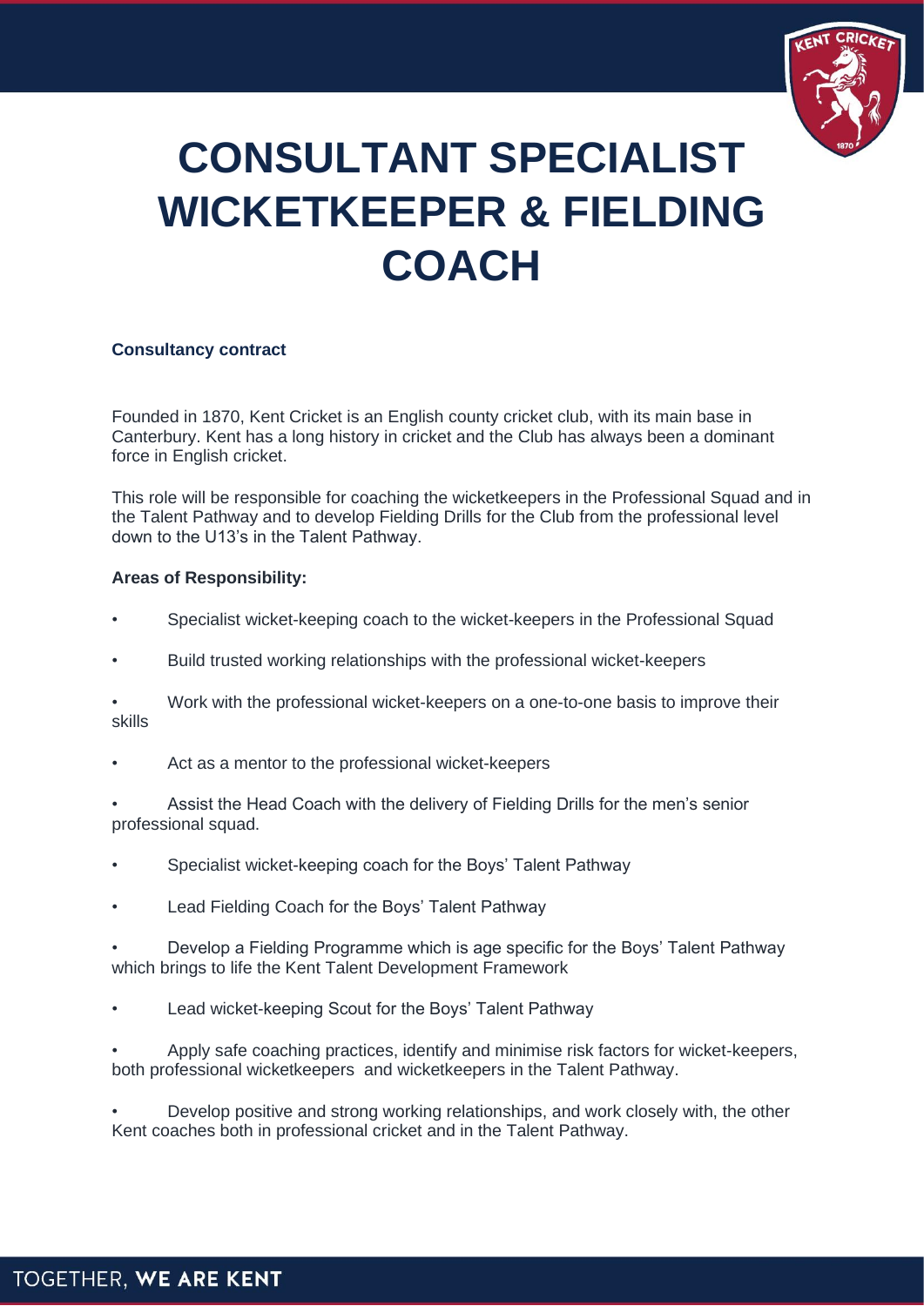# CONSULTANT SPECIALIST WICKETKEEPER & FIELDING COACH

**Consultancy contract**

Founded in 1870, Kent Cricket is an English county cricket club, with its main base in Canterbury. Kent has a long history in cricket and the Club has always been a dominant force in English cricket.

This role will be responsible for coaching the wicketkeepers in the Professional Squad and in the Talent Pathway and to develop Fielding Drills for the Club from the professional level down to the U13's in the Talent Pathway.

**Areas of Responsibility:**

- Specialist wicket-keeping coach to the wicket-keepers in the Professional Squad
- Build trusted working relationships with the professional wicket-keepers
- Work with the professional wicket-keepers on a one-to-one basis to improve their skills
- Act as a mentor to the professional wicket-keepers
- Assist the Head Coach with the delivery of Fielding Drills for the men's senior professional squad.
- Specialist wicket-keeping coach for the Boys' Talent Pathway
- Lead Fielding Coach for the Boys' Talent Pathway
- Develop a Fielding Programme which is age specific for the Boys' Talent Pathway which brings to life the Kent Talent Development Framework
- Lead wicket-keeping Scout for the Boys' Talent Pathway
- Apply safe coaching practices, identify and minimise risk factors for wicket-keepers, both professional wicketkeepers and wicketkeepers in the Talent Pathway.
- Develop positive and strong working relationships, and work closely with, the other Kent coaches both in professional cricket and in the Talent Pathway.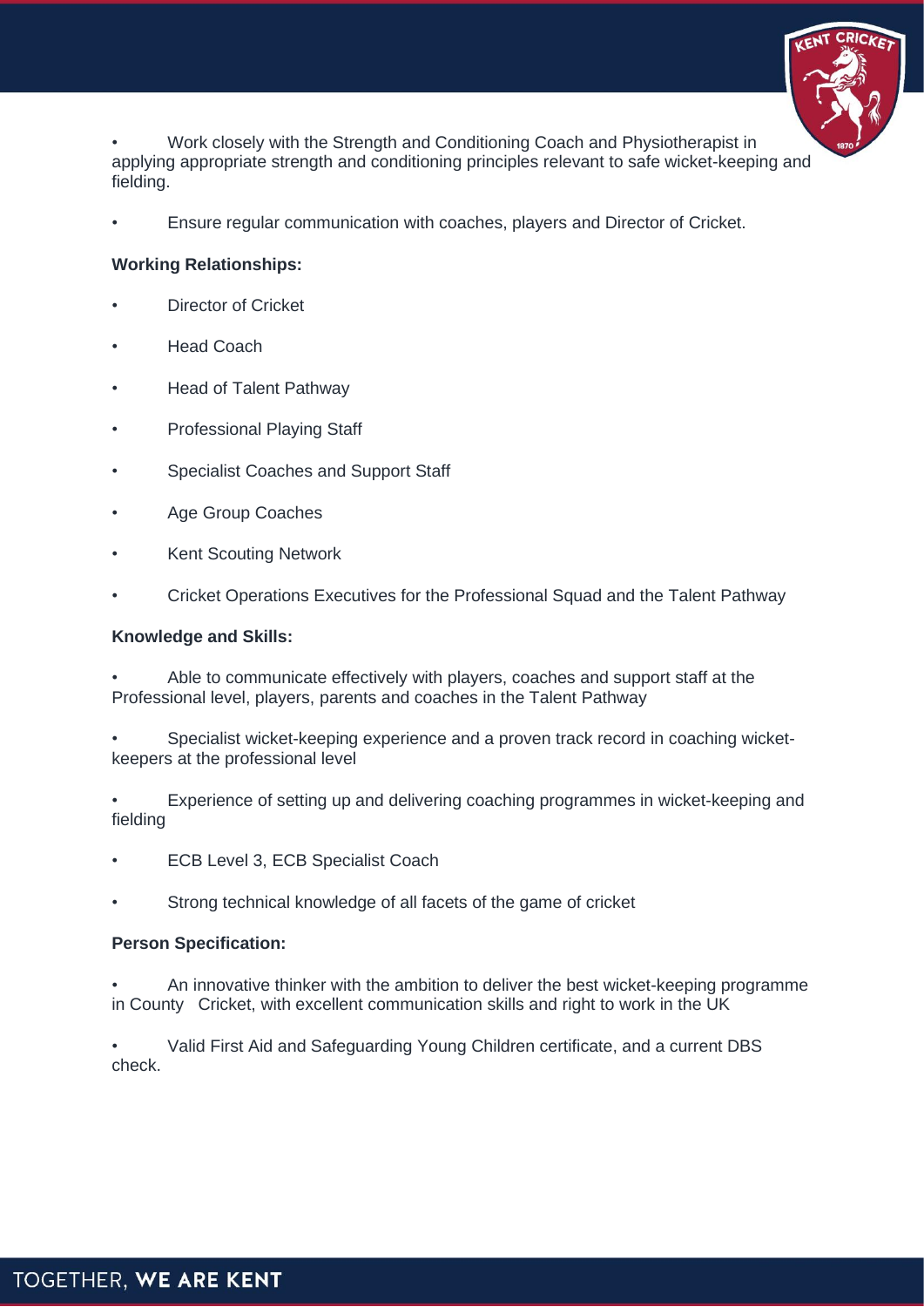- Work closely with the Strength and Conditioning Coach and Physiotherapist in applying appropriate strength and conditioning principles relevant to safe wicket-keeping and fielding.
- Ensure regular communication with coaches, players and Director of Cricket.

**Working Relationships:**

- Director of Cricket
- Head Coach
- Head of Talent Pathway
- Professional Playing Staff
- Specialist Coaches and Support Staff
- Age Group Coaches
- Kent Scouting Network
- Cricket Operations Executives for the Professional Squad and the Talent Pathway

**Knowledge and Skills:**

- Able to communicate effectively with players, coaches and support staff at the Professional level, players, parents and coaches in the Talent Pathway
- Specialist wicket-keeping experience and a proven track record in coaching wicket-keepers at the professional level
- Experience of setting up and delivering coaching programmes in wicket-keeping and fielding
- ECB Level 3, ECB Specialist Coach
- Strong technical knowledge of all facets of the game of cricket

**Person Specification:**

- An innovative thinker with the ambition to deliver the best wicket-keeping programme in County Cricket, with excellent communication skills and right to work in the UK
- Valid First Aid and Safeguarding Young Children certificate, and a current DBS check.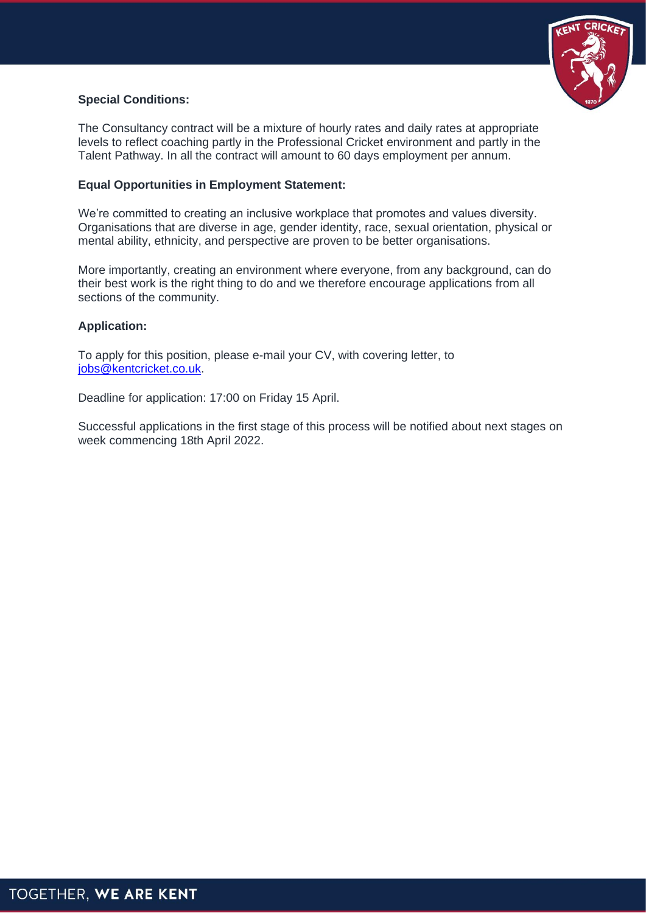**Special Conditions:**

The Consultancy contract will be a mixture of hourly rates and daily rates at appropriate levels to reflect coaching partly in the Professional Cricket environment and partly in the Talent Pathway. In all the contract will amount to 60 days employment per annum.

**Equal Opportunities in Employment Statement:**

We're committed to creating an inclusive workplace that promotes and values diversity. Organisations that are diverse in age, gender identity, race, sexual orientation, physical or mental ability, ethnicity, and perspective are proven to be better organisations.

More importantly, creating an environment where everyone, from any background, can do their best work is the right thing to do and we therefore encourage applications from all sections of the community.

**Application:**

To apply for this position, please e-mail your CV, with covering letter, to jobs@kentcricket.co.uk.

Deadline for application: 17:00 on Friday 15 April.

Successful applications in the first stage of this process will be notified about next stages on week commencing 18th April 2022.